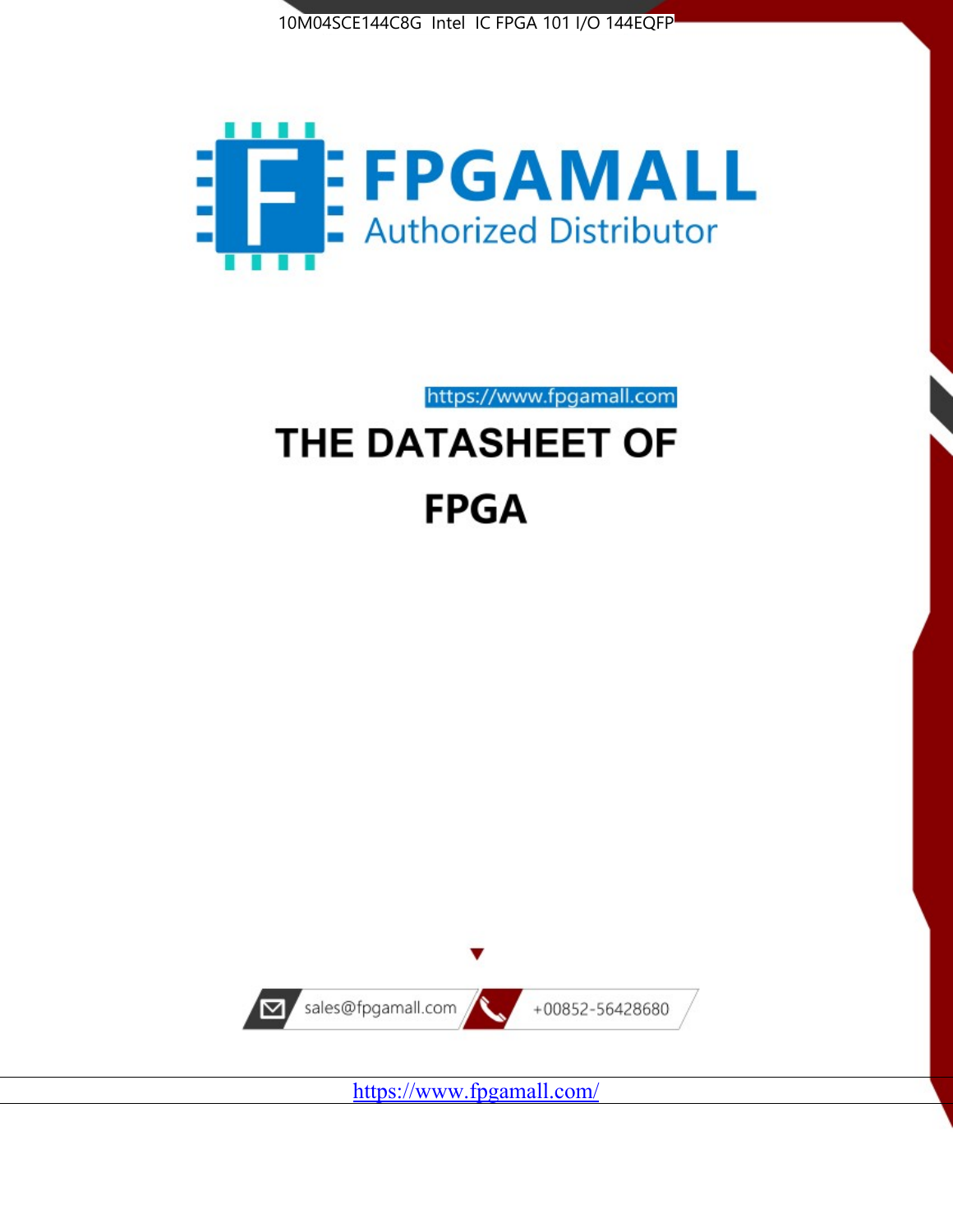10M04SCE144C8G Intel IC FPGA 101 I/O 144EQFP

FPGAMALL

Authorized Distributor

https://www.fpgamall.com

# THE DATASHEET OF

# FPGA

sales@fpgamall.com

+00852-56428680

https://www.fpgamall.com/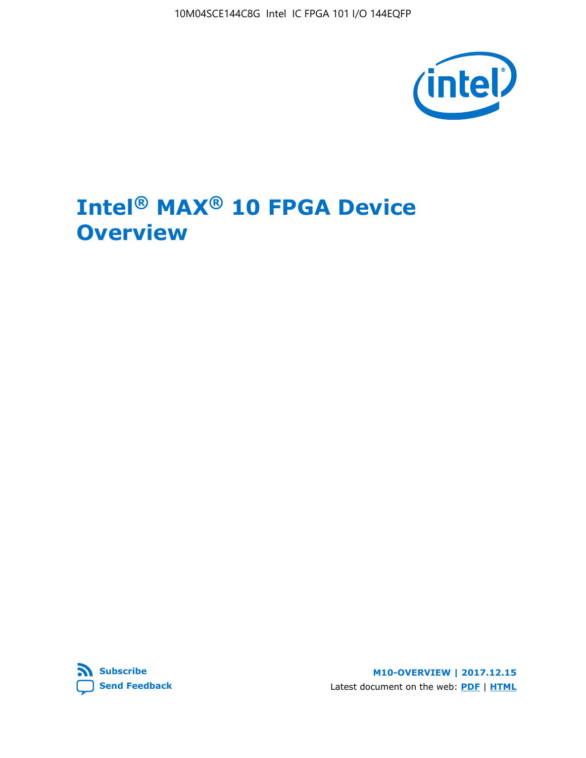# Intel® MAX® 10 FPGA Device Overview

Subscribe

Send Feedback

M10-OVERVIEW | 2017.12.15

Latest document on the web: PDF | HTML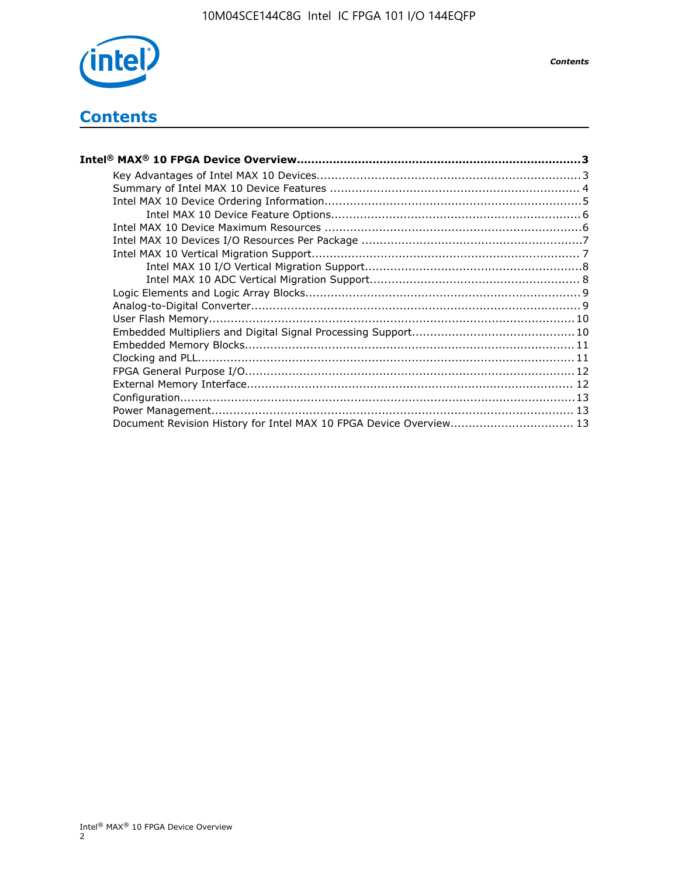# Contents

**Intel® MAX® 10 FPGA Device Overview....................................................................................3**

- Key Advantages of Intel MAX 10 Devices.......................................................................3
- Summary of Intel MAX 10 Device Features ....................................................................4
- Intel MAX 10 Device Ordering Information.....................................................................5
  - Intel MAX 10 Device Feature Options......................................................................6
- Intel MAX 10 Device Maximum Resources ......................................................................6
- Intel MAX 10 Devices I/O Resources Per Package .........................................................7
- Intel MAX 10 Vertical Migration Support.........................................................................7
  - Intel MAX 10 I/O Vertical Migration Support............................................................8
  - Intel MAX 10 ADC Vertical Migration Support..........................................................8
- Logic Elements and Logic Array Blocks...........................................................................9
- Analog-to-Digital Converter..........................................................................................9
- User Flash Memory....................................................................................................10
- Embedded Multipliers and Digital Signal Processing Support............................................10
- Embedded Memory Blocks..........................................................................................11
- Clocking and PLL.......................................................................................................11
- FPGA General Purpose I/O..........................................................................................12
- External Memory Interface.........................................................................................12
- Configuration............................................................................................................13
- Power Management...................................................................................................13
- Document Revision History for Intel MAX 10 FPGA Device Overview.................................13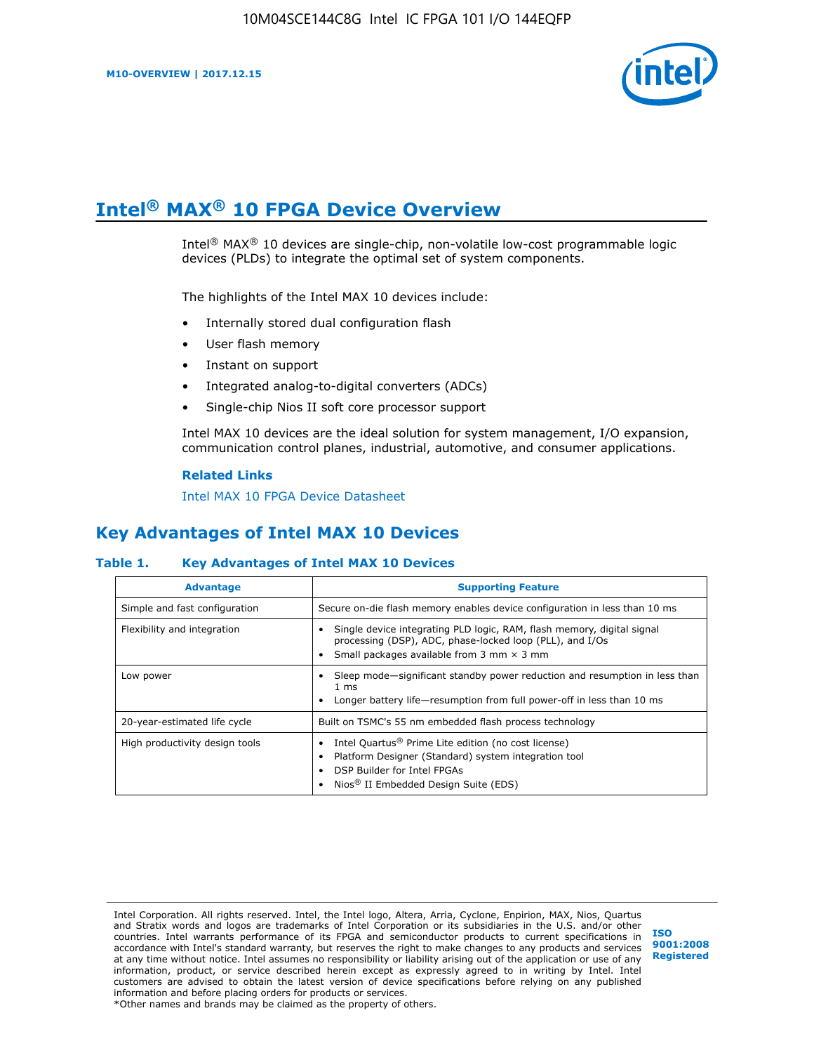# Intel® MAX® 10 FPGA Device Overview

Intel® MAX® 10 devices are single-chip, non-volatile low-cost programmable logic devices (PLDs) to integrate the optimal set of system components.

The highlights of the Intel MAX 10 devices include:

- Internally stored dual configuration flash
- User flash memory
- Instant on support
- Integrated analog-to-digital converters (ADCs)
- Single-chip Nios II soft core processor support

Intel MAX 10 devices are the ideal solution for system management, I/O expansion, communication control planes, industrial, automotive, and consumer applications.

**Related Links**

Intel MAX 10 FPGA Device Datasheet

## Key Advantages of Intel MAX 10 Devices

**Table 1. Key Advantages of Intel MAX 10 Devices**

| Advantage | Supporting Feature |
| --- | --- |
| Simple and fast configuration | Secure on-die flash memory enables device configuration in less than 10 ms |
| Flexibility and integration | • Single device integrating PLD logic, RAM, flash memory, digital signal processing (DSP), ADC, phase-locked loop (PLL), and I/Os<br>• Small packages available from 3 mm × 3 mm |
| Low power | • Sleep mode—significant standby power reduction and resumption in less than 1 ms<br>• Longer battery life—resumption from full power-off in less than 10 ms |
| 20-year-estimated life cycle | Built on TSMC's 55 nm embedded flash process technology |
| High productivity design tools | • Intel Quartus® Prime Lite edition (no cost license)<br>• Platform Designer (Standard) system integration tool<br>• DSP Builder for Intel FPGAs<br>• Nios® II Embedded Design Suite (EDS) |

Intel Corporation. All rights reserved. Intel, the Intel logo, Altera, Arria, Cyclone, Enpirion, MAX, Nios, Quartus and Stratix words and logos are trademarks of Intel Corporation or its subsidiaries in the U.S. and/or other countries. Intel warrants performance of its FPGA and semiconductor products to current specifications in accordance with Intel's standard warranty, but reserves the right to make changes to any products and services at any time without notice. Intel assumes no responsibility or liability arising out of the application or use of any information, product, or service described herein except as expressly agreed to in writing by Intel. Intel customers are advised to obtain the latest version of device specifications before relying on any published information and before placing orders for products or services.
*Other names and brands may be claimed as the property of others.

ISO 9001:2008 Registered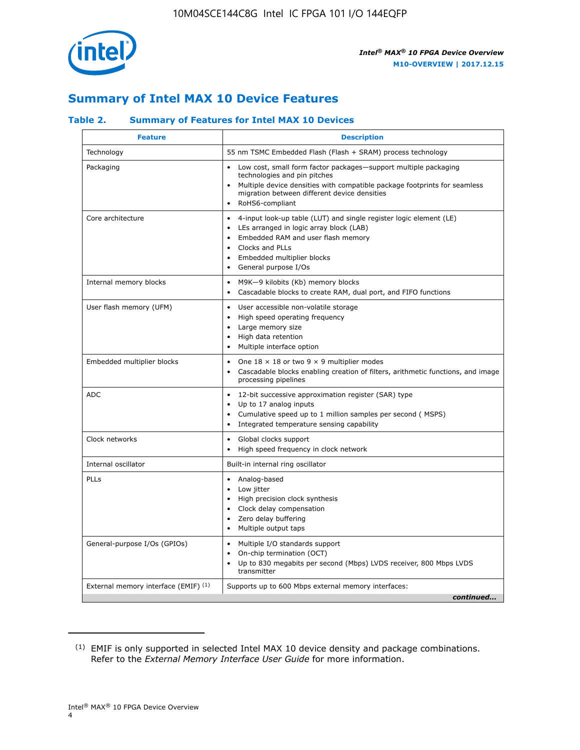## Summary of Intel MAX 10 Device Features

### Table 2. Summary of Features for Intel MAX 10 Devices

| Feature | Description |
|---|---|
| Technology | 55 nm TSMC Embedded Flash (Flash + SRAM) process technology |
| Packaging | • Low cost, small form factor packages—support multiple packaging technologies and pin pitches<br>• Multiple device densities with compatible package footprints for seamless migration between different device densities<br>• RoHS6-compliant |
| Core architecture | • 4-input look-up table (LUT) and single register logic element (LE)<br>• LEs arranged in logic array block (LAB)<br>• Embedded RAM and user flash memory<br>• Clocks and PLLs<br>• Embedded multiplier blocks<br>• General purpose I/Os |
| Internal memory blocks | • M9K—9 kilobits (Kb) memory blocks<br>• Cascadable blocks to create RAM, dual port, and FIFO functions |
| User flash memory (UFM) | • User accessible non-volatile storage<br>• High speed operating frequency<br>• Large memory size<br>• High data retention<br>• Multiple interface option |
| Embedded multiplier blocks | • One 18 × 18 or two 9 × 9 multiplier modes<br>• Cascadable blocks enabling creation of filters, arithmetic functions, and image processing pipelines |
| ADC | • 12-bit successive approximation register (SAR) type<br>• Up to 17 analog inputs<br>• Cumulative speed up to 1 million samples per second ( MSPS)<br>• Integrated temperature sensing capability |
| Clock networks | • Global clocks support<br>• High speed frequency in clock network |
| Internal oscillator | Built-in internal ring oscillator |
| PLLs | • Analog-based<br>• Low jitter<br>• High precision clock synthesis<br>• Clock delay compensation<br>• Zero delay buffering<br>• Multiple output taps |
| General-purpose I/Os (GPIOs) | • Multiple I/O standards support<br>• On-chip termination (OCT)<br>• Up to 830 megabits per second (Mbps) LVDS receiver, 800 Mbps LVDS transmitter |
| External memory interface (EMIF) [(1)] | Supports up to 600 Mbps external memory interfaces: |

*continued...*

(1) EMIF is only supported in selected Intel MAX 10 device density and package combinations. Refer to the *External Memory Interface User Guide* for more information.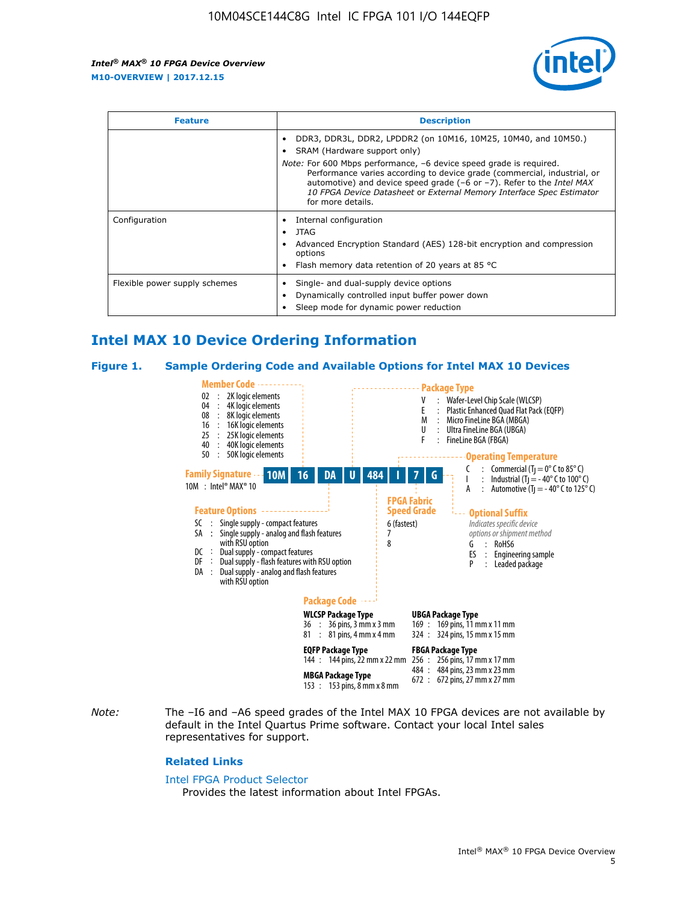| Feature | Description |
| --- | --- |
| | • DDR3, DDR3L, DDR2, LPDDR2 (on 10M16, 10M25, 10M40, and 10M50.)<br>• SRAM (Hardware support only)<br>*Note:* For 600 Mbps performance, –6 device speed grade is required. Performance varies according to device grade (commercial, industrial, or automotive) and device speed grade (–6 or –7). Refer to the *Intel MAX 10 FPGA Device Datasheet* or *External Memory Interface Spec Estimator* for more details. |
| Configuration | • Internal configuration<br>• JTAG<br>• Advanced Encryption Standard (AES) 128-bit encryption and compression options<br>• Flash memory data retention of 20 years at 85 °C |
| Flexible power supply schemes | • Single- and dual-supply device options<br>• Dynamically controlled input buffer power down<br>• Sleep mode for dynamic power reduction |

## Intel MAX 10 Device Ordering Information

### Figure 1. Sample Ordering Code and Available Options for Intel MAX 10 Devices

Sample ordering code: 10M 16 DA U 484 I 7 G

**Family Signature**
10M : Intel® MAX® 10

**Member Code**
- 02 : 2K logic elements
- 04 : 4K logic elements
- 08 : 8K logic elements
- 16 : 16K logic elements
- 25 : 25K logic elements
- 40 : 40K logic elements
- 50 : 50K logic elements

**Feature Options**
- SC : Single supply - compact features
- SA : Single supply - analog and flash features with RSU option
- DC : Dual supply - compact features
- DF : Dual supply - flash features with RSU option
- DA : Dual supply - analog and flash features with RSU option

**Package Type**
- V : Wafer-Level Chip Scale (WLCSP)
- E : Plastic Enhanced Quad Flat Pack (EQFP)
- M : Micro FineLine BGA (MBGA)
- U : Ultra FineLine BGA (UBGA)
- F : FineLine BGA (FBGA)

**Package Code**

WLCSP Package Type
- 36 : 36 pins, 3 mm x 3 mm
- 81 : 81 pins, 4 mm x 4 mm

EQFP Package Type
- 144 : 144 pins, 22 mm x 22 mm

MBGA Package Type
- 153 : 153 pins, 8 mm x 8 mm

UBGA Package Type
- 169 : 169 pins, 11 mm x 11 mm
- 324 : 324 pins, 15 mm x 15 mm

FBGA Package Type
- 256 : 256 pins, 17 mm x 17 mm
- 484 : 484 pins, 23 mm x 23 mm
- 672 : 672 pins, 27 mm x 27 mm

**Operating Temperature**
- C : Commercial ($T_J$ = 0° C to 85° C)
- I : Industrial ($T_J$ = -40° C to 100° C)
- A : Automotive ($T_J$ = -40° C to 125° C)

**FPGA Fabric Speed Grade**
- 6 (fastest)
- 7
- 8

**Optional Suffix**
*Indicates specific device options or shipment method*
- G : RoHS6
- ES : Engineering sample
- P : Leaded package

*Note:* The –I6 and –A6 speed grades of the Intel MAX 10 FPGA devices are not available by default in the Intel Quartus Prime software. Contact your local Intel sales representatives for support.

#### Related Links

Intel FPGA Product Selector
Provides the latest information about Intel FPGAs.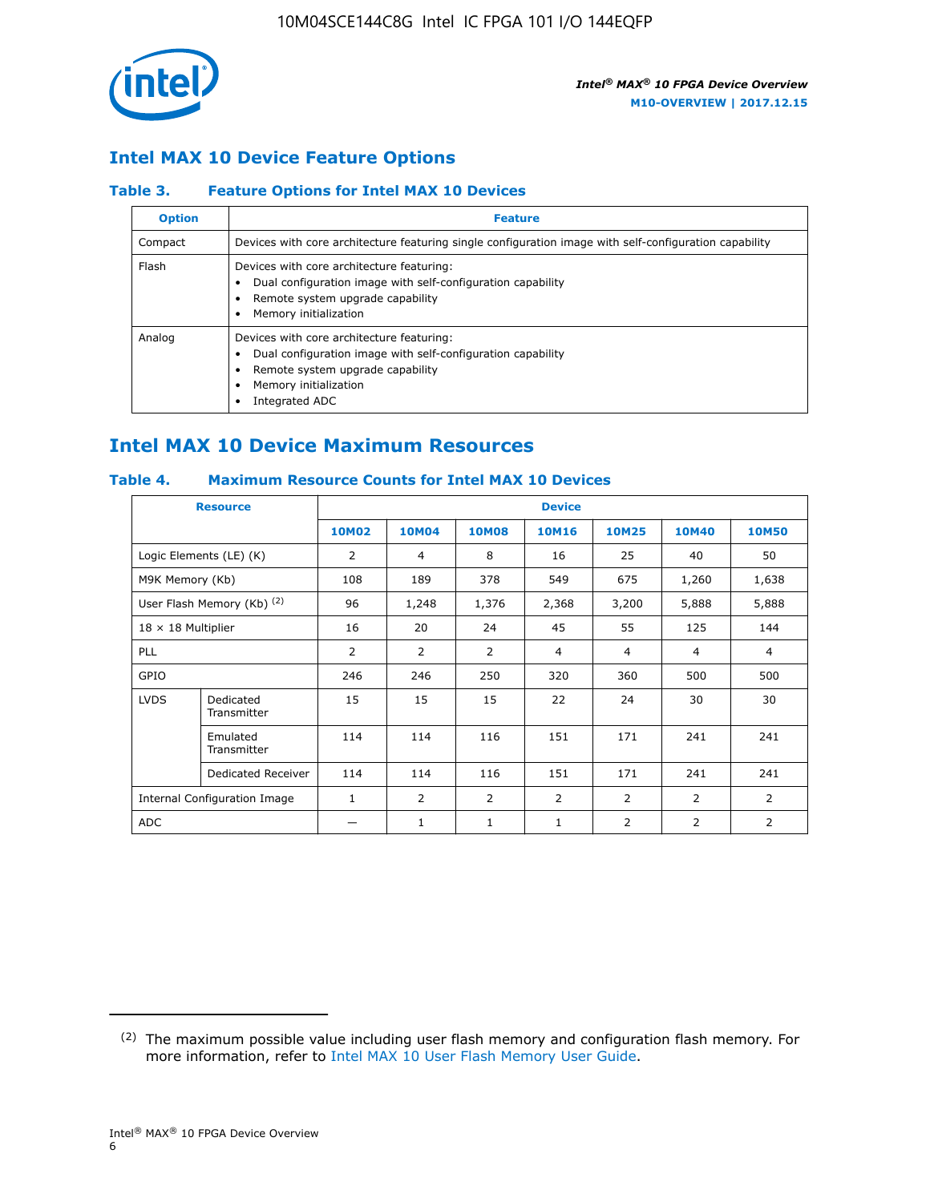## Intel MAX 10 Device Feature Options

### Table 3. Feature Options for Intel MAX 10 Devices

| Option | Feature |
|---|---|
| Compact | Devices with core architecture featuring single configuration image with self-configuration capability |
| Flash | Devices with core architecture featuring:<br>• Dual configuration image with self-configuration capability<br>• Remote system upgrade capability<br>• Memory initialization |
| Analog | Devices with core architecture featuring:<br>• Dual configuration image with self-configuration capability<br>• Remote system upgrade capability<br>• Memory initialization<br>• Integrated ADC |

## Intel MAX 10 Device Maximum Resources

### Table 4. Maximum Resource Counts for Intel MAX 10 Devices

| Resource | | Device | | | | | | |
|---|---|---|---|---|---|---|---|---|
| | | 10M02 | 10M04 | 10M08 | 10M16 | 10M25 | 10M40 | 10M50 |
| Logic Elements (LE) (K) | | 2 | 4 | 8 | 16 | 25 | 40 | 50 |
| M9K Memory (Kb) | | 108 | 189 | 378 | 549 | 675 | 1,260 | 1,638 |
| User Flash Memory (Kb) (2) | | 96 | 1,248 | 1,376 | 2,368 | 3,200 | 5,888 | 5,888 |
| 18 × 18 Multiplier | | 16 | 20 | 24 | 45 | 55 | 125 | 144 |
| PLL | | 2 | 2 | 2 | 4 | 4 | 4 | 4 |
| GPIO | | 246 | 246 | 250 | 320 | 360 | 500 | 500 |
| LVDS | Dedicated Transmitter | 15 | 15 | 15 | 22 | 24 | 30 | 30 |
| | Emulated Transmitter | 114 | 114 | 116 | 151 | 171 | 241 | 241 |
| | Dedicated Receiver | 114 | 114 | 116 | 151 | 171 | 241 | 241 |
| Internal Configuration Image | | 1 | 2 | 2 | 2 | 2 | 2 | 2 |
| ADC | | — | 1 | 1 | 1 | 2 | 2 | 2 |

(2) The maximum possible value including user flash memory and configuration flash memory. For more information, refer to Intel MAX 10 User Flash Memory User Guide.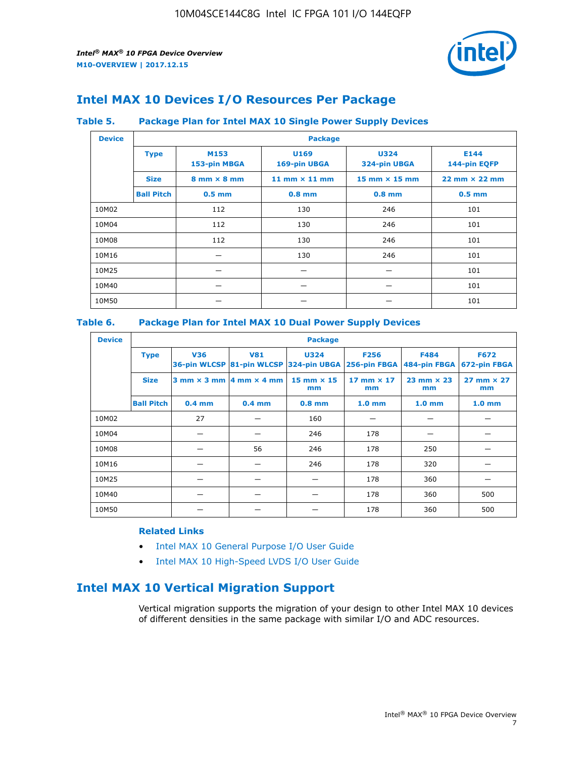## Intel MAX 10 Devices I/O Resources Per Package

### Table 5. Package Plan for Intel MAX 10 Single Power Supply Devices

| Device | Package | | | | |
|---|---|---|---|---|---|
| | **Type** | **M153** 153-pin MBGA | **U169** 169-pin UBGA | **U324** 324-pin UBGA | **E144** 144-pin EQFP |
| | **Size** | 8 mm × 8 mm | 11 mm × 11 mm | 15 mm × 15 mm | 22 mm × 22 mm |
| | **Ball Pitch** | 0.5 mm | 0.8 mm | 0.8 mm | 0.5 mm |
| 10M02 | | 112 | 130 | 246 | 101 |
| 10M04 | | 112 | 130 | 246 | 101 |
| 10M08 | | 112 | 130 | 246 | 101 |
| 10M16 | | — | 130 | 246 | 101 |
| 10M25 | | — | — | — | 101 |
| 10M40 | | — | — | — | 101 |
| 10M50 | | — | — | — | 101 |

### Table 6. Package Plan for Intel MAX 10 Dual Power Supply Devices

| Device | Package | | | | | | |
|---|---|---|---|---|---|---|---|
| | **Type** | **V36** 36-pin WLCSP | **V81** 81-pin WLCSP | **U324** 324-pin UBGA | **F256** 256-pin FBGA | **F484** 484-pin FBGA | **F672** 672-pin FBGA |
| | **Size** | 3 mm × 3 mm | 4 mm × 4 mm | 15 mm × 15 mm | 17 mm × 17 mm | 23 mm × 23 mm | 27 mm × 27 mm |
| | **Ball Pitch** | 0.4 mm | 0.4 mm | 0.8 mm | 1.0 mm | 1.0 mm | 1.0 mm |
| 10M02 | | 27 | — | 160 | — | — | — |
| 10M04 | | — | — | 246 | 178 | — | — |
| 10M08 | | — | 56 | 246 | 178 | 250 | — |
| 10M16 | | — | — | 246 | 178 | 320 | — |
| 10M25 | | — | — | — | 178 | 360 | — |
| 10M40 | | — | — | — | 178 | 360 | 500 |
| 10M50 | | — | — | — | 178 | 360 | 500 |

**Related Links**

- Intel MAX 10 General Purpose I/O User Guide
- Intel MAX 10 High-Speed LVDS I/O User Guide

## Intel MAX 10 Vertical Migration Support

Vertical migration supports the migration of your design to other Intel MAX 10 devices of different densities in the same package with similar I/O and ADC resources.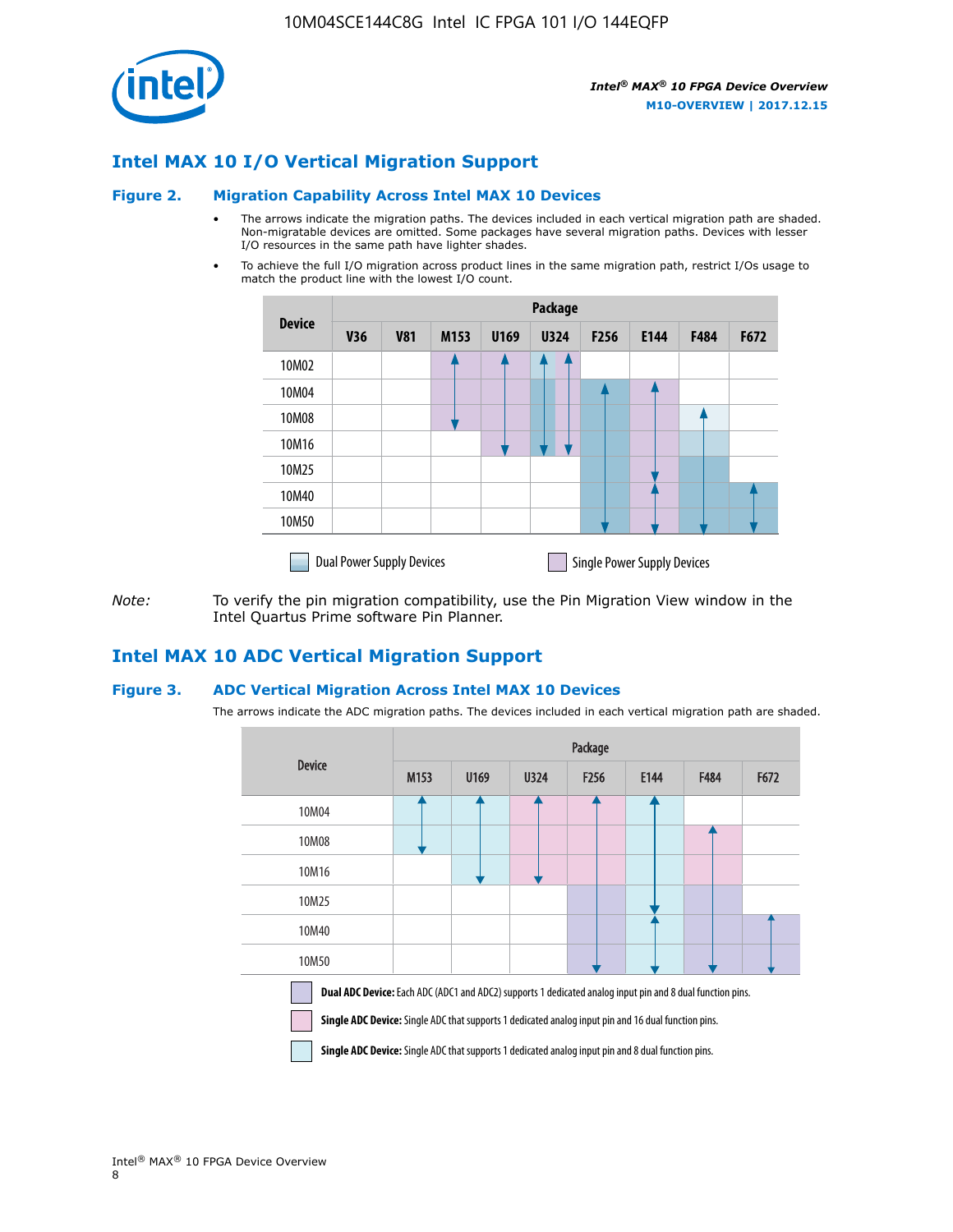## Intel MAX 10 I/O Vertical Migration Support

### Figure 2. Migration Capability Across Intel MAX 10 Devices

- The arrows indicate the migration paths. The devices included in each vertical migration path are shaded. Non-migratable devices are omitted. Some packages have several migration paths. Devices with lesser I/O resources in the same path have lighter shades.
- To achieve the full I/O migration across product lines in the same migration path, restrict I/Os usage to match the product line with the lowest I/O count.

| Device | Package | | | | | | | | |
|---|---|---|---|---|---|---|---|---|---|
| | V36 | V81 | M153 | U169 | U324 | F256 | E144 | F484 | F672 |
| 10M02 | | | | | | | | | |
| 10M04 | | | | | | | | | |
| 10M08 | | | | | | | | | |
| 10M16 | | | | | | | | | |
| 10M25 | | | | | | | | | |
| 10M40 | | | | | | | | | |
| 10M50 | | | | | | | | | |

Dual Power Supply Devices    Single Power Supply Devices

*Note:* To verify the pin migration compatibility, use the Pin Migration View window in the Intel Quartus Prime software Pin Planner.

## Intel MAX 10 ADC Vertical Migration Support

### Figure 3. ADC Vertical Migration Across Intel MAX 10 Devices

The arrows indicate the ADC migration paths. The devices included in each vertical migration path are shaded.

| Device | Package | | | | | | |
|---|---|---|---|---|---|---|---|
| | M153 | U169 | U324 | F256 | E144 | F484 | F672 |
| 10M04 | | | | | | | |
| 10M08 | | | | | | | |
| 10M16 | | | | | | | |
| 10M25 | | | | | | | |
| 10M40 | | | | | | | |
| 10M50 | | | | | | | |

**Dual ADC Device:** Each ADC (ADC1 and ADC2) supports 1 dedicated analog input pin and 8 dual function pins.

**Single ADC Device:** Single ADC that supports 1 dedicated analog input pin and 16 dual function pins.

**Single ADC Device:** Single ADC that supports 1 dedicated analog input pin and 8 dual function pins.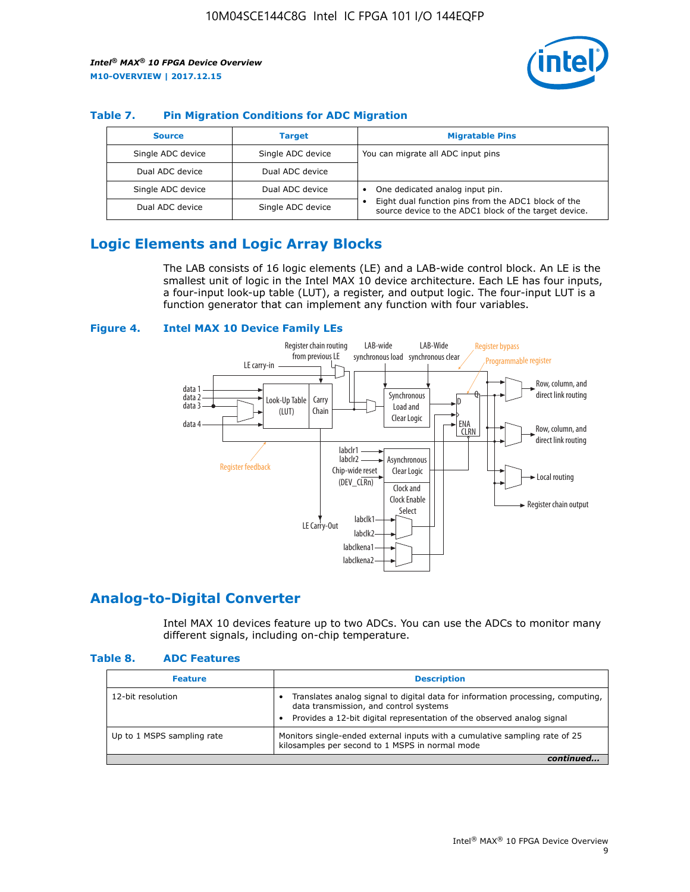**Table 7. Pin Migration Conditions for ADC Migration**

| Source | Target | Migratable Pins |
| --- | --- | --- |
| Single ADC device | Single ADC device | You can migrate all ADC input pins |
| Dual ADC device | Dual ADC device | |
| Single ADC device | Dual ADC device | • One dedicated analog input pin. • Eight dual function pins from the ADC1 block of the source device to the ADC1 block of the target device. |
| Dual ADC device | Single ADC device | |

## Logic Elements and Logic Array Blocks

The LAB consists of 16 logic elements (LE) and a LAB-wide control block. An LE is the smallest unit of logic in the Intel MAX 10 device architecture. Each LE has four inputs, a four-input look-up table (LUT), a register, and output logic. The four-input LUT is a function generator that can implement any function with four variables.

**Figure 4. Intel MAX 10 Device Family LEs**

## Analog-to-Digital Converter

Intel MAX 10 devices feature up to two ADCs. You can use the ADCs to monitor many different signals, including on-chip temperature.

**Table 8. ADC Features**

| Feature | Description |
| --- | --- |
| 12-bit resolution | • Translates analog signal to digital data for information processing, computing, data transmission, and control systems • Provides a 12-bit digital representation of the observed analog signal |
| Up to 1 MSPS sampling rate | Monitors single-ended external inputs with a cumulative sampling rate of 25 kilosamples per second to 1 MSPS in normal mode |

*continued...*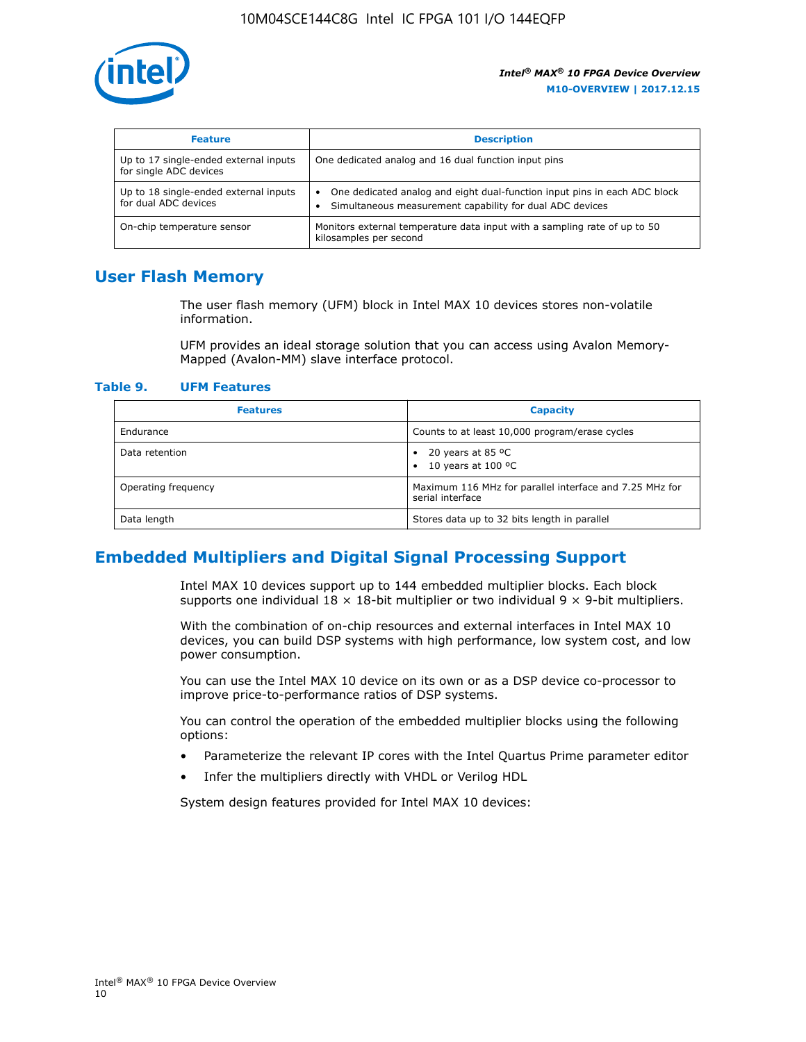| Feature | Description |
| --- | --- |
| Up to 17 single-ended external inputs for single ADC devices | One dedicated analog and 16 dual function input pins |
| Up to 18 single-ended external inputs for dual ADC devices | • One dedicated analog and eight dual-function input pins in each ADC block<br>• Simultaneous measurement capability for dual ADC devices |
| On-chip temperature sensor | Monitors external temperature data input with a sampling rate of up to 50 kilosamples per second |

## User Flash Memory

The user flash memory (UFM) block in Intel MAX 10 devices stores non-volatile information.

UFM provides an ideal storage solution that you can access using Avalon Memory-Mapped (Avalon-MM) slave interface protocol.

**Table 9. UFM Features**

| Features | Capacity |
| --- | --- |
| Endurance | Counts to at least 10,000 program/erase cycles |
| Data retention | • 20 years at 85 ºC<br>• 10 years at 100 ºC |
| Operating frequency | Maximum 116 MHz for parallel interface and 7.25 MHz for serial interface |
| Data length | Stores data up to 32 bits length in parallel |

## Embedded Multipliers and Digital Signal Processing Support

Intel MAX 10 devices support up to 144 embedded multiplier blocks. Each block supports one individual 18 × 18-bit multiplier or two individual 9 × 9-bit multipliers.

With the combination of on-chip resources and external interfaces in Intel MAX 10 devices, you can build DSP systems with high performance, low system cost, and low power consumption.

You can use the Intel MAX 10 device on its own or as a DSP device co-processor to improve price-to-performance ratios of DSP systems.

You can control the operation of the embedded multiplier blocks using the following options:

- Parameterize the relevant IP cores with the Intel Quartus Prime parameter editor
- Infer the multipliers directly with VHDL or Verilog HDL

System design features provided for Intel MAX 10 devices: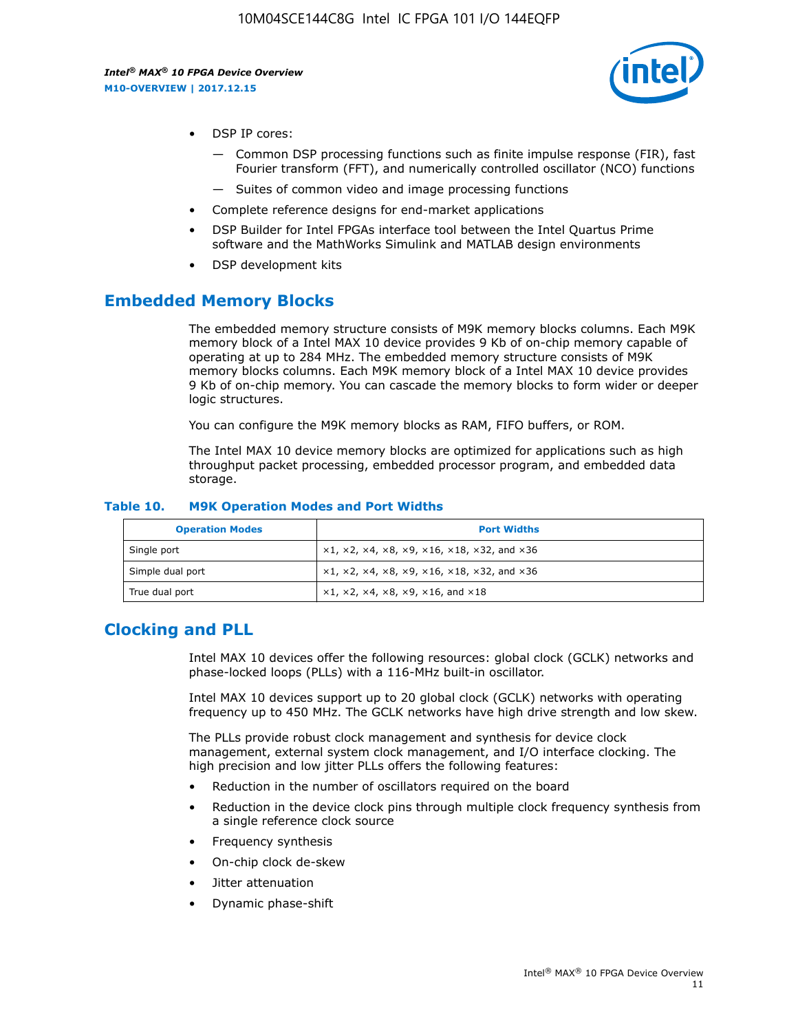- DSP IP cores:
  - Common DSP processing functions such as finite impulse response (FIR), fast Fourier transform (FFT), and numerically controlled oscillator (NCO) functions
  - Suites of common video and image processing functions
- Complete reference designs for end-market applications
- DSP Builder for Intel FPGAs interface tool between the Intel Quartus Prime software and the MathWorks Simulink and MATLAB design environments
- DSP development kits

## Embedded Memory Blocks

The embedded memory structure consists of M9K memory blocks columns. Each M9K memory block of a Intel MAX 10 device provides 9 Kb of on-chip memory capable of operating at up to 284 MHz. The embedded memory structure consists of M9K memory blocks columns. Each M9K memory block of a Intel MAX 10 device provides 9 Kb of on-chip memory. You can cascade the memory blocks to form wider or deeper logic structures.

You can configure the M9K memory blocks as RAM, FIFO buffers, or ROM.

The Intel MAX 10 device memory blocks are optimized for applications such as high throughput packet processing, embedded processor program, and embedded data storage.

**Table 10. M9K Operation Modes and Port Widths**

| Operation Modes | Port Widths |
|---|---|
| Single port | ×1, ×2, ×4, ×8, ×9, ×16, ×18, ×32, and ×36 |
| Simple dual port | ×1, ×2, ×4, ×8, ×9, ×16, ×18, ×32, and ×36 |
| True dual port | ×1, ×2, ×4, ×8, ×9, ×16, and ×18 |

## Clocking and PLL

Intel MAX 10 devices offer the following resources: global clock (GCLK) networks and phase-locked loops (PLLs) with a 116-MHz built-in oscillator.

Intel MAX 10 devices support up to 20 global clock (GCLK) networks with operating frequency up to 450 MHz. The GCLK networks have high drive strength and low skew.

The PLLs provide robust clock management and synthesis for device clock management, external system clock management, and I/O interface clocking. The high precision and low jitter PLLs offers the following features:

- Reduction in the number of oscillators required on the board
- Reduction in the device clock pins through multiple clock frequency synthesis from a single reference clock source
- Frequency synthesis
- On-chip clock de-skew
- Jitter attenuation
- Dynamic phase-shift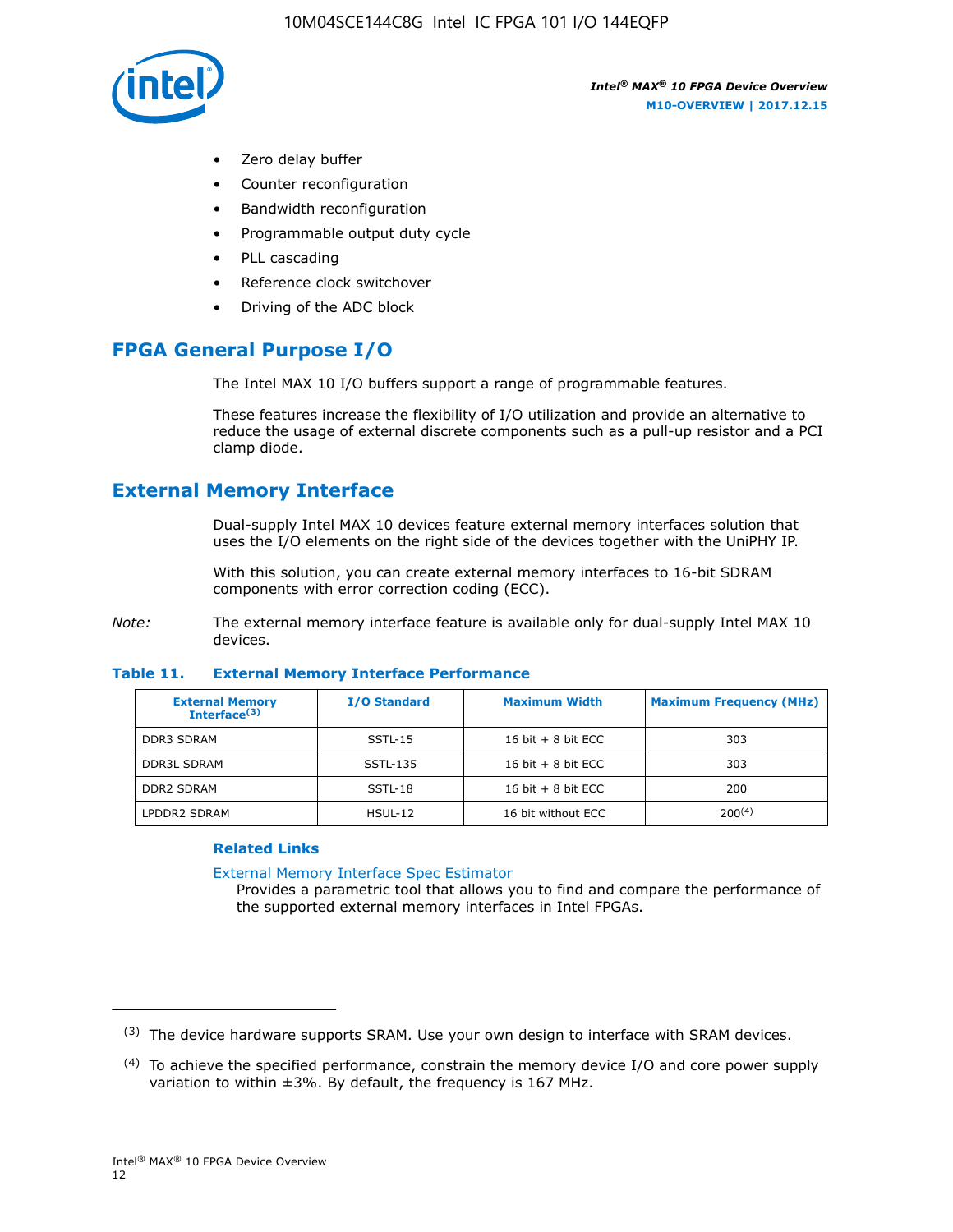- Zero delay buffer
- Counter reconfiguration
- Bandwidth reconfiguration
- Programmable output duty cycle
- PLL cascading
- Reference clock switchover
- Driving of the ADC block

## FPGA General Purpose I/O

The Intel MAX 10 I/O buffers support a range of programmable features.

These features increase the flexibility of I/O utilization and provide an alternative to reduce the usage of external discrete components such as a pull-up resistor and a PCI clamp diode.

## External Memory Interface

Dual-supply Intel MAX 10 devices feature external memory interfaces solution that uses the I/O elements on the right side of the devices together with the UniPHY IP.

With this solution, you can create external memory interfaces to 16-bit SDRAM components with error correction coding (ECC).

*Note:* The external memory interface feature is available only for dual-supply Intel MAX 10 devices.

**Table 11. External Memory Interface Performance**

| External Memory Interface[3] | I/O Standard | Maximum Width | Maximum Frequency (MHz) |
|---|---|---|---|
| DDR3 SDRAM | SSTL-15 | 16 bit + 8 bit ECC | 303 |
| DDR3L SDRAM | SSTL-135 | 16 bit + 8 bit ECC | 303 |
| DDR2 SDRAM | SSTL-18 | 16 bit + 8 bit ECC | 200 |
| LPDDR2 SDRAM | HSUL-12 | 16 bit without ECC | 200[4] |

### Related Links

External Memory Interface Spec Estimator
Provides a parametric tool that allows you to find and compare the performance of the supported external memory interfaces in Intel FPGAs.

---

[3] The device hardware supports SRAM. Use your own design to interface with SRAM devices.

[4] To achieve the specified performance, constrain the memory device I/O and core power supply variation to within ±3%. By default, the frequency is 167 MHz.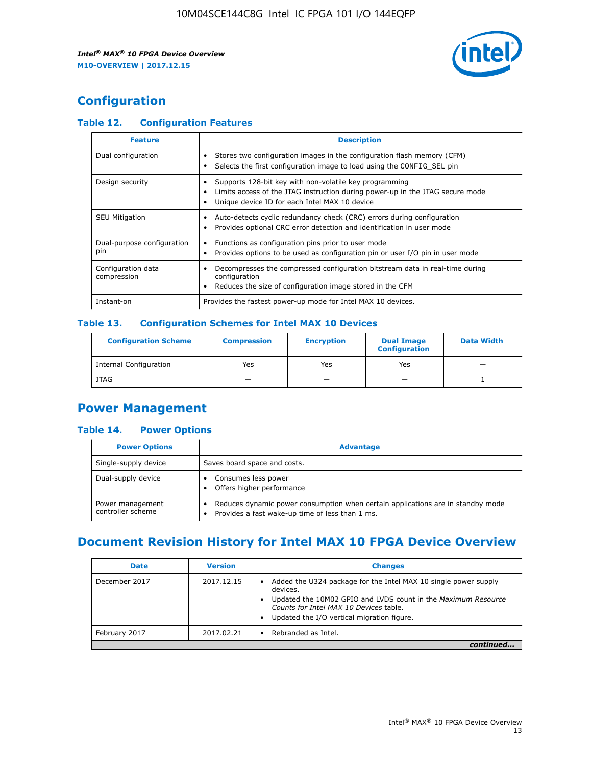## Configuration

### Table 12. Configuration Features

| Feature | Description |
| --- | --- |
| Dual configuration | • Stores two configuration images in the configuration flash memory (CFM)<br>• Selects the first configuration image to load using the CONFIG_SEL pin |
| Design security | • Supports 128-bit key with non-volatile key programming<br>• Limits access of the JTAG instruction during power-up in the JTAG secure mode<br>• Unique device ID for each Intel MAX 10 device |
| SEU Mitigation | • Auto-detects cyclic redundancy check (CRC) errors during configuration<br>• Provides optional CRC error detection and identification in user mode |
| Dual-purpose configuration pin | • Functions as configuration pins prior to user mode<br>• Provides options to be used as configuration pin or user I/O pin in user mode |
| Configuration data compression | • Decompresses the compressed configuration bitstream data in real-time during configuration<br>• Reduces the size of configuration image stored in the CFM |
| Instant-on | Provides the fastest power-up mode for Intel MAX 10 devices. |

### Table 13. Configuration Schemes for Intel MAX 10 Devices

| Configuration Scheme | Compression | Encryption | Dual Image Configuration | Data Width |
| --- | --- | --- | --- | --- |
| Internal Configuration | Yes | Yes | Yes | — |
| JTAG | — | — | — | 1 |

## Power Management

### Table 14. Power Options

| Power Options | Advantage |
| --- | --- |
| Single-supply device | Saves board space and costs. |
| Dual-supply device | • Consumes less power<br>• Offers higher performance |
| Power management controller scheme | • Reduces dynamic power consumption when certain applications are in standby mode<br>• Provides a fast wake-up time of less than 1 ms. |

## Document Revision History for Intel MAX 10 FPGA Device Overview

| Date | Version | Changes |
| --- | --- | --- |
| December 2017 | 2017.12.15 | • Added the U324 package for the Intel MAX 10 single power supply devices.<br>• Updated the 10M02 GPIO and LVDS count in the *Maximum Resource Counts for Intel MAX 10 Devices* table.<br>• Updated the I/O vertical migration figure. |
| February 2017 | 2017.02.21 | • Rebranded as Intel. |

*continued...*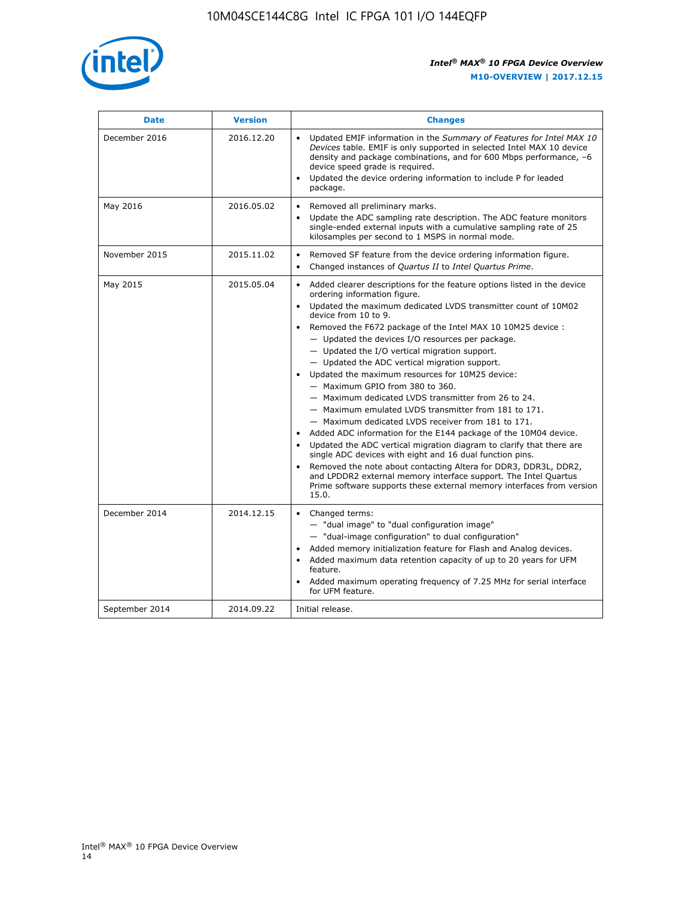| Date | Version | Changes |
|---|---|---|
| December 2016 | 2016.12.20 | • Updated EMIF information in the *Summary of Features for Intel MAX 10 Devices* table. EMIF is only supported in selected Intel MAX 10 device density and package combinations, and for 600 Mbps performance, –6 device speed grade is required.<br>• Updated the device ordering information to include P for leaded package. |
| May 2016 | 2016.05.02 | • Removed all preliminary marks.<br>• Update the ADC sampling rate description. The ADC feature monitors single-ended external inputs with a cumulative sampling rate of 25 kilosamples per second to 1 MSPS in normal mode. |
| November 2015 | 2015.11.02 | • Removed SF feature from the device ordering information figure.<br>• Changed instances of *Quartus II* to *Intel Quartus Prime*. |
| May 2015 | 2015.05.04 | • Added clearer descriptions for the feature options listed in the device ordering information figure.<br>• Updated the maximum dedicated LVDS transmitter count of 10M02 device from 10 to 9.<br>• Removed the F672 package of the Intel MAX 10 10M25 device :<br>— Updated the devices I/O resources per package.<br>— Updated the I/O vertical migration support.<br>— Updated the ADC vertical migration support.<br>• Updated the maximum resources for 10M25 device:<br>— Maximum GPIO from 380 to 360.<br>— Maximum dedicated LVDS transmitter from 26 to 24.<br>— Maximum emulated LVDS transmitter from 181 to 171.<br>— Maximum dedicated LVDS receiver from 181 to 171.<br>• Added ADC information for the E144 package of the 10M04 device.<br>• Updated the ADC vertical migration diagram to clarify that there are single ADC devices with eight and 16 dual function pins.<br>• Removed the note about contacting Altera for DDR3, DDR3L, DDR2, and LPDDR2 external memory interface support. The Intel Quartus Prime software supports these external memory interfaces from version 15.0. |
| December 2014 | 2014.12.15 | • Changed terms:<br>— "dual image" to "dual configuration image"<br>— "dual-image configuration" to dual configuration"<br>• Added memory initialization feature for Flash and Analog devices.<br>• Added maximum data retention capacity of up to 20 years for UFM feature.<br>• Added maximum operating frequency of 7.25 MHz for serial interface for UFM feature. |
| September 2014 | 2014.09.22 | Initial release. |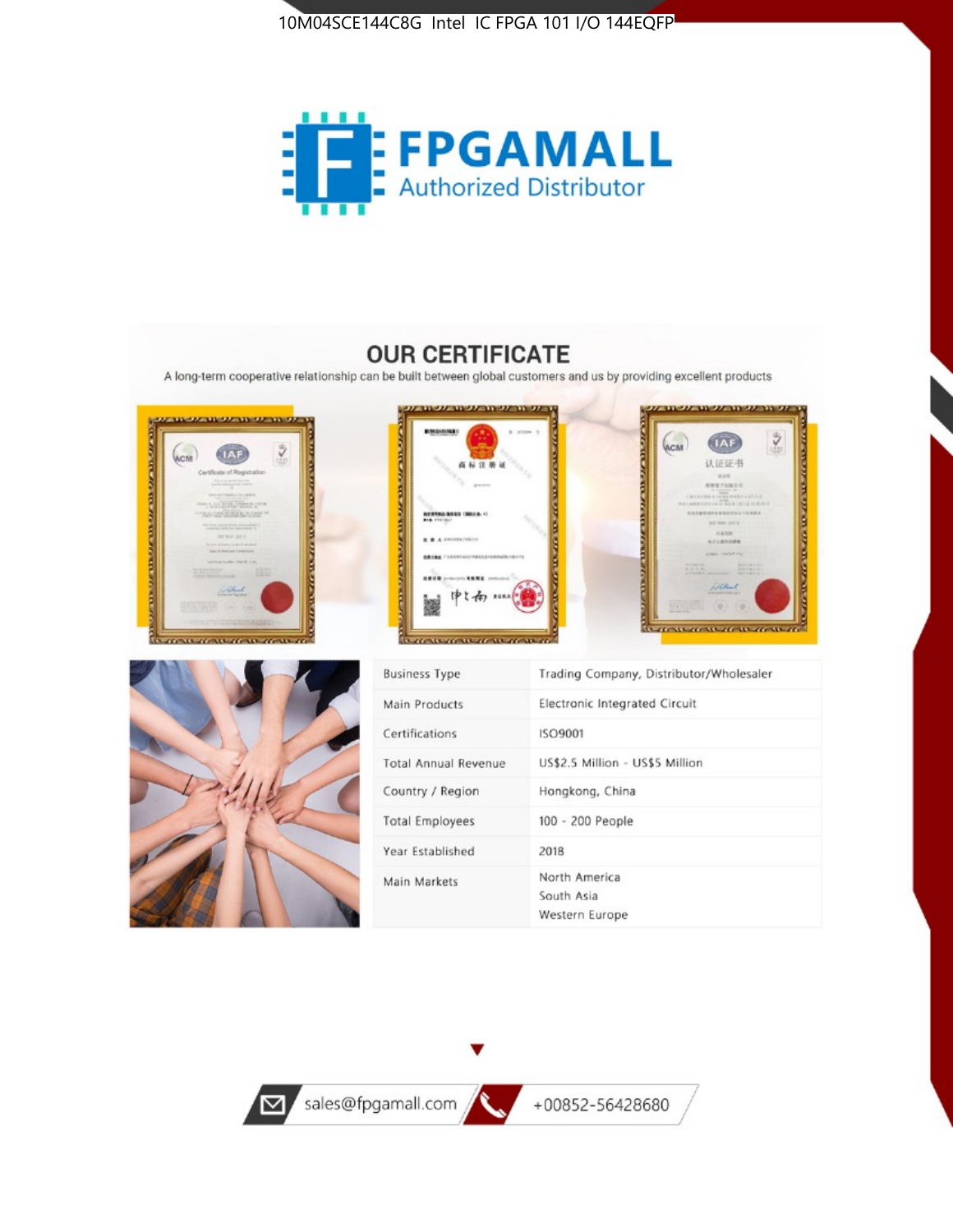FPGAMALL
Authorized Distributor

## OUR CERTIFICATE

A long-term cooperative relationship can be built between global customers and us by providing excellent products

| | |
|---|---|
| Business Type | Trading Company, Distributor/Wholesaler |
| Main Products | Electronic Integrated Circuit |
| Certifications | ISO9001 |
| Total Annual Revenue | US$2.5 Million - US$5 Million |
| Country / Region | Hongkong, China |
| Total Employees | 100 - 200 People |
| Year Established | 2018 |
| Main Markets | North America<br>South Asia<br>Western Europe |

sales@fpgamall.com

+00852-56428680